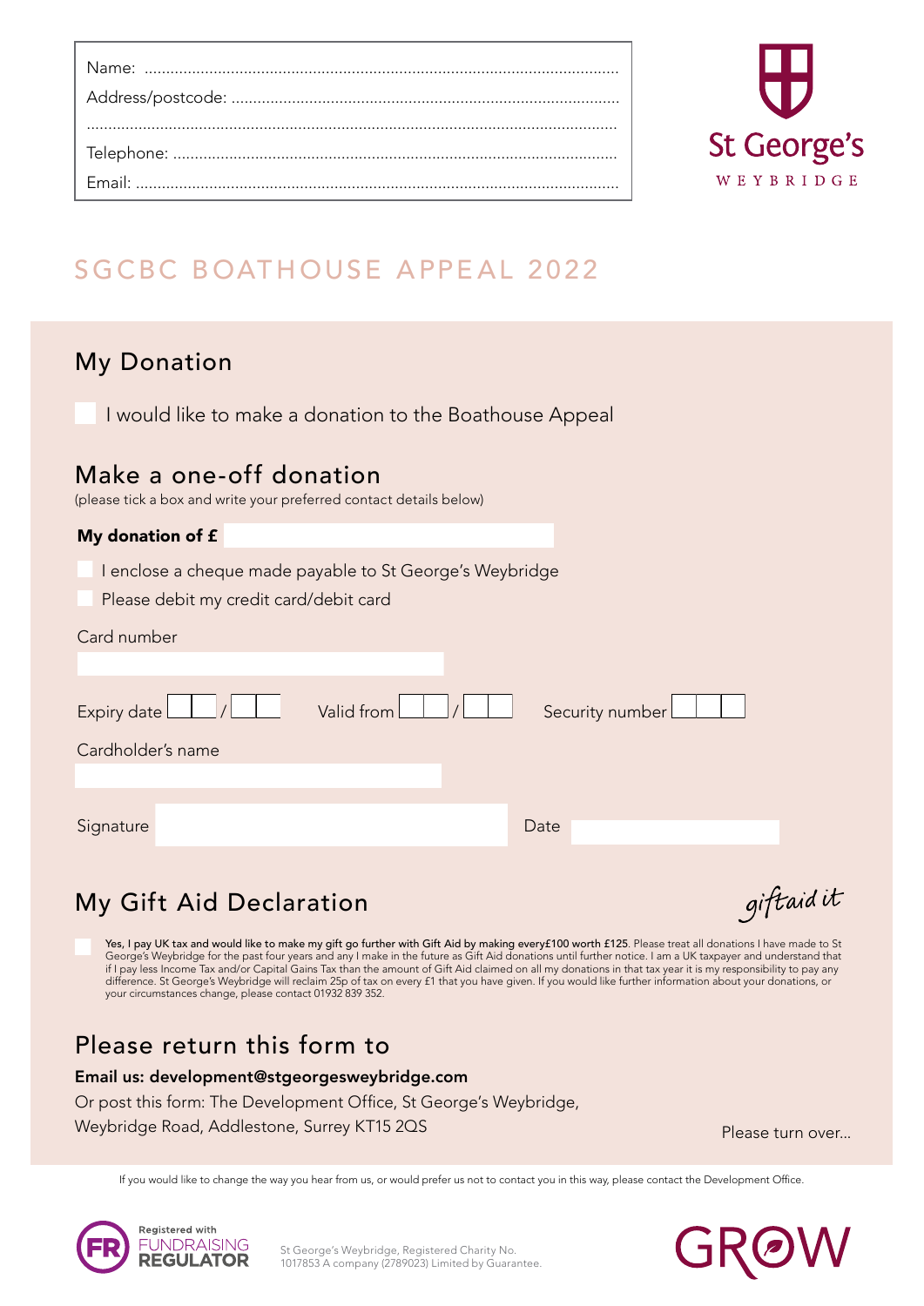Name: ..............................................................................................................

Address/postcode: ..........................................................................................

..........................................................................................................................

Telephone: .......................................................................................................

Email: ...............................................................................................................

St George's
WEYBRIDGE

# SGCBC BOATHOUSE APPEAL 2022

## My Donation

☐ I would like to make a donation to the Boathouse Appeal

## Make a one-off donation

(please tick a box and write your preferred contact details below)

**My donation of £**

☐ I enclose a cheque made payable to St George's Weybridge

☐ Please debit my credit card/debit card

Card number

Expiry date ☐☐ / ☐☐  Valid from ☐☐ / ☐☐  Security number ☐☐☐

Cardholder's name

Signature  Date

## My Gift Aid Declaration

giftaid it

☐ **Yes, I pay UK tax and would like to make my gift go further with Gift Aid by making every£100 worth £125.** Please treat all donations I have made to St George's Weybridge for the past four years and any I make in the future as Gift Aid donations until further notice. I am a UK taxpayer and understand that if I pay less Income Tax and/or Capital Gains Tax than the amount of Gift Aid claimed on all my donations in that tax year it is my responsibility to pay any difference. St George's Weybridge will reclaim 25p of tax on every £1 that you have given. If you would like further information about your donations, or your circumstances change, please contact 01932 839 352.

## Please return this form to

**Email us: development@stgeorgesweybridge.com**

Or post this form: The Development Office, St George's Weybridge, Weybridge Road, Addlestone, Surrey KT15 2QS

Please turn over...

If you would like to change the way you hear from us, or would prefer us not to contact you in this way, please contact the Development Office.

Registered with FUNDRAISING REGULATOR

St George's Weybridge, Registered Charity No. 1017853 A company (2789023) Limited by Guarantee.

GROW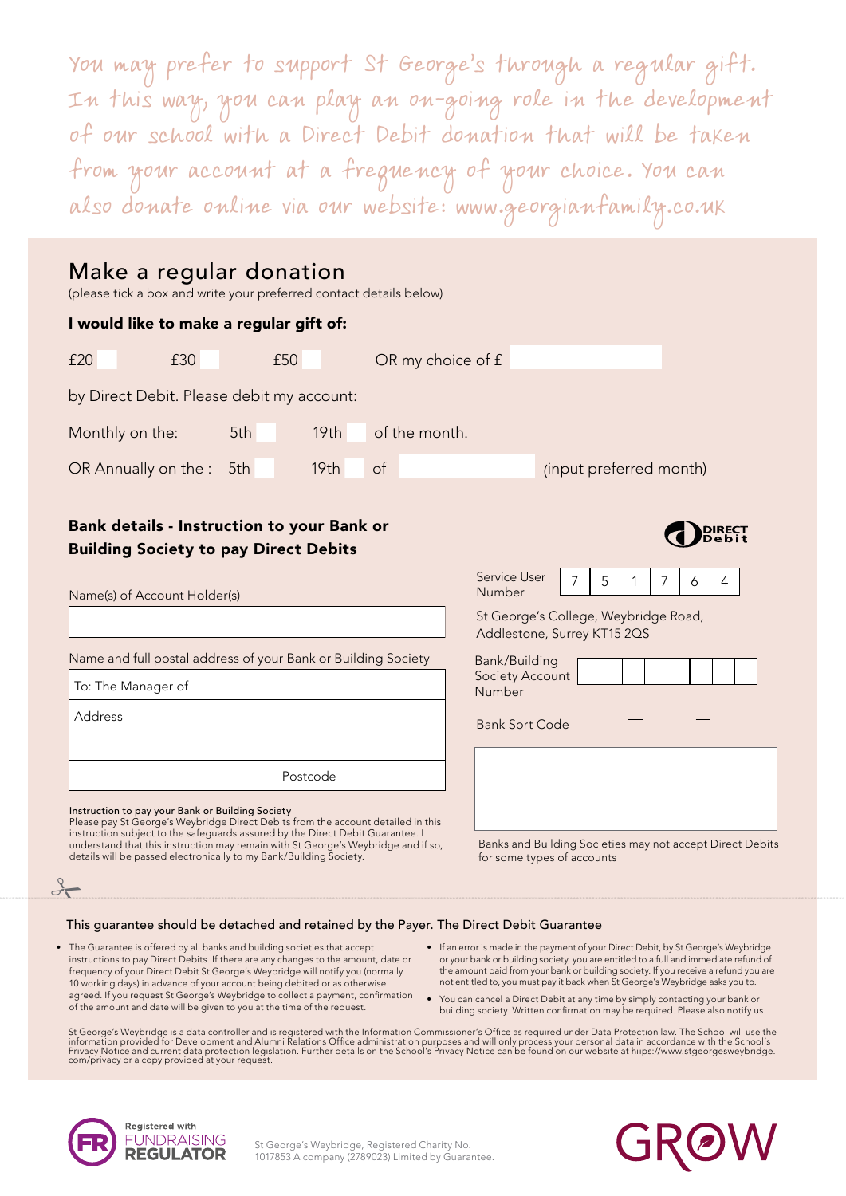You may prefer to support St George's through a regular gift. In this way, you can play an on-going role in the development of our school with a Direct Debit donation that will be taken from your account at a frequency of your choice. You can also donate online via our website: www.georgianfamily.co.uk

## Make a regular donation

(please tick a box and write your preferred contact details below)

**I would like to make a regular gift of:**

£20 ☐ £30 ☐ £50 ☐ OR my choice of £ ______

by Direct Debit. Please debit my account:

Monthly on the: 5th ☐ 19th ☐ of the month.

OR Annually on the : 5th ☐ 19th ☐ of ______ (input preferred month)

### Bank details - Instruction to your Bank or Building Society to pay Direct Debits

DIRECT Debit

Name(s) of Account Holder(s)

______

Name and full postal address of your Bank or Building Society

To: The Manager of

Address

______

Postcode

Service User Number: 7 5 1 7 6 4

St George's College, Weybridge Road, Addlestone, Surrey KT15 2QS

Bank/Building Society Account Number

Bank Sort Code __ — __ — __

**Instruction to pay your Bank or Building Society**
Please pay St George's Weybridge Direct Debits from the account detailed in this instruction subject to the safeguards assured by the Direct Debit Guarantee. I understand that this instruction may remain with St George's Weybridge and if so, details will be passed electronically to my Bank/Building Society.

Banks and Building Societies may not accept Direct Debits for some types of accounts

This guarantee should be detached and retained by the Payer. The Direct Debit Guarantee

- The Guarantee is offered by all banks and building societies that accept instructions to pay Direct Debits. If there are any changes to the amount, date or frequency of your Direct Debit St George's Weybridge will notify you (normally 10 working days) in advance of your account being debited or as otherwise agreed. If you request St George's Weybridge to collect a payment, confirmation of the amount and date will be given to you at the time of the request.
- If an error is made in the payment of your Direct Debit, by St George's Weybridge or your bank or building society, you are entitled to a full and immediate refund of the amount paid from your bank or building society. If you receive a refund you are not entitled to, you must pay it back when St George's Weybridge asks you to.
- You can cancel a Direct Debit at any time by simply contacting your bank or building society. Written confirmation may be required. Please also notify us.

St George's Weybridge is a data controller and is registered with the Information Commissioner's Office as required under Data Protection law. The School will use the information provided for Development and Alumni Relations Office administration purposes and will only process your personal data in accordance with the School's Privacy Notice and current data protection legislation. Further details on the School's Privacy Notice can be found on our website at hiips://www.stgeorgesweybridge.com/privacy or a copy provided at your request.

Registered with FUNDRAISING REGULATOR

St George's Weybridge, Registered Charity No. 1017853 A company (2789023) Limited by Guarantee.

GROW